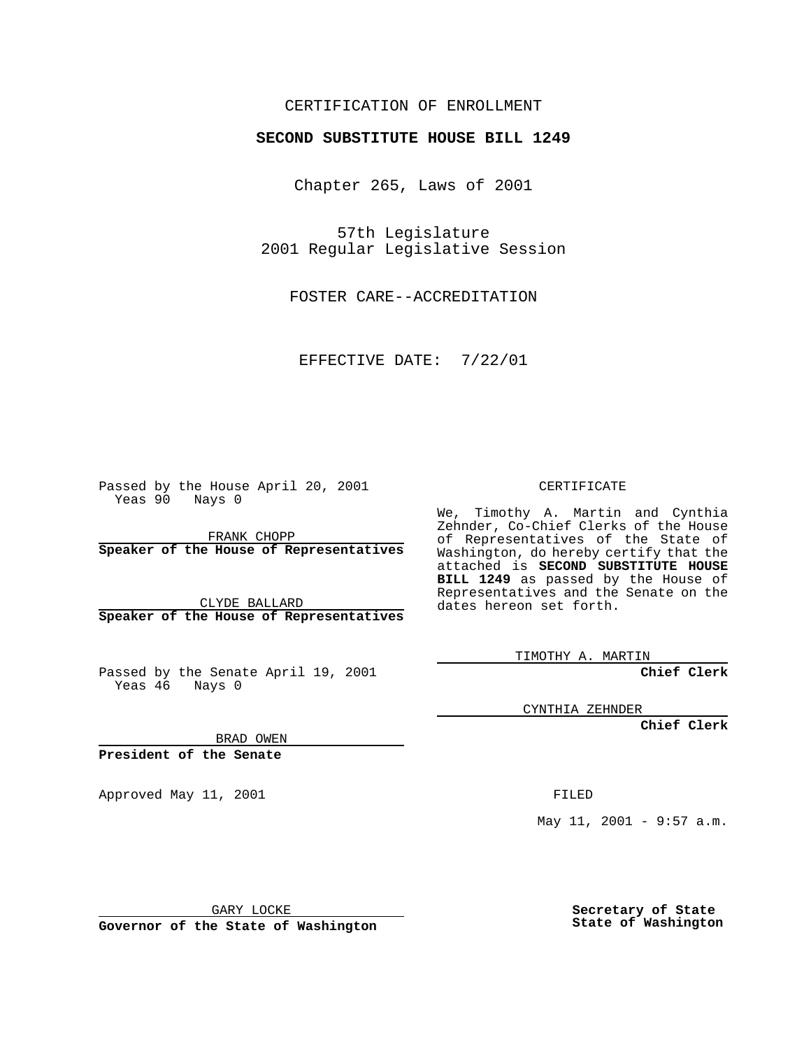CERTIFICATION OF ENROLLMENT

**SECOND SUBSTITUTE HOUSE BILL 1249**

Chapter 265, Laws of 2001

57th Legislature
2001 Regular Legislative Session

FOSTER CARE--ACCREDITATION

EFFECTIVE DATE: 7/22/01

Passed by the House April 20, 2001
Yeas 90 Nays 0

FRANK CHOPP
**Speaker of the House of Representatives**

CLYDE BALLARD
**Speaker of the House of Representatives**

Passed by the Senate April 19, 2001
Yeas 46 Nays 0

BRAD OWEN
**President of the Senate**

Approved May 11, 2001

GARY LOCKE
**Governor of the State of Washington**

CERTIFICATE

We, Timothy A. Martin and Cynthia Zehnder, Co-Chief Clerks of the House of Representatives of the State of Washington, do hereby certify that the attached is **SECOND SUBSTITUTE HOUSE BILL 1249** as passed by the House of Representatives and the Senate on the dates hereon set forth.

TIMOTHY A. MARTIN
**Chief Clerk**

CYNTHIA ZEHNDER
**Chief Clerk**

FILED

May 11, 2001 - 9:57 a.m.

**Secretary of State**
**State of Washington**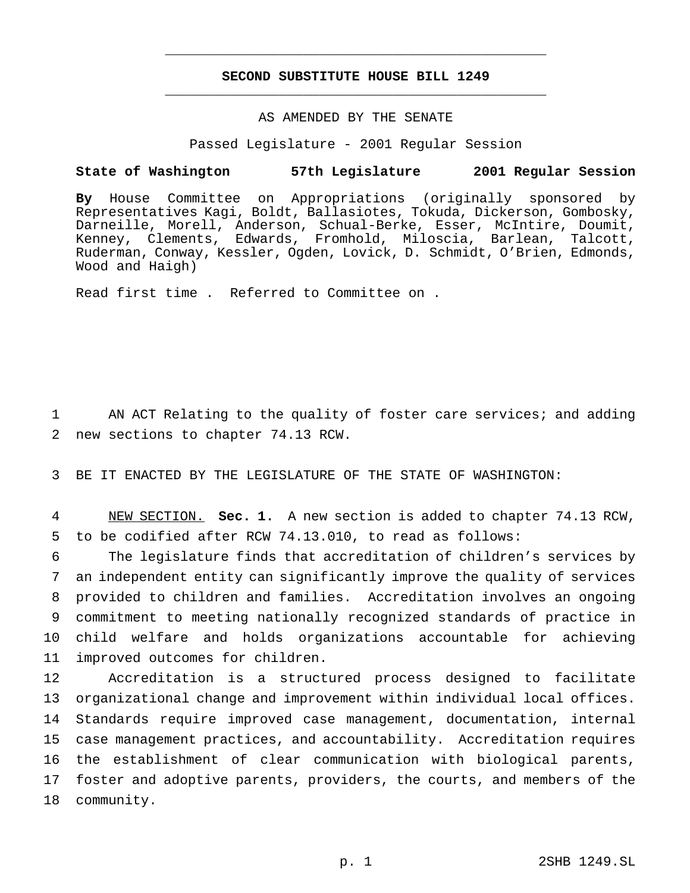# SECOND SUBSTITUTE HOUSE BILL 1249

AS AMENDED BY THE SENATE

Passed Legislature - 2001 Regular Session

**State of Washington 57th Legislature 2001 Regular Session**

**By** House Committee on Appropriations (originally sponsored by Representatives Kagi, Boldt, Ballasiotes, Tokuda, Dickerson, Gombosky, Darneille, Morell, Anderson, Schual-Berke, Esser, McIntire, Doumit, Kenney, Clements, Edwards, Fromhold, Miloscia, Barlean, Talcott, Ruderman, Conway, Kessler, Ogden, Lovick, D. Schmidt, O'Brien, Edmonds, Wood and Haigh)

Read first time . Referred to Committee on .

AN ACT Relating to the quality of foster care services; and adding new sections to chapter 74.13 RCW.

BE IT ENACTED BY THE LEGISLATURE OF THE STATE OF WASHINGTON:

NEW SECTION. **Sec. 1.** A new section is added to chapter 74.13 RCW, to be codified after RCW 74.13.010, to read as follows:

The legislature finds that accreditation of children's services by an independent entity can significantly improve the quality of services provided to children and families. Accreditation involves an ongoing commitment to meeting nationally recognized standards of practice in child welfare and holds organizations accountable for achieving improved outcomes for children.

Accreditation is a structured process designed to facilitate organizational change and improvement within individual local offices. Standards require improved case management, documentation, internal case management practices, and accountability. Accreditation requires the establishment of clear communication with biological parents, foster and adoptive parents, providers, the courts, and members of the community.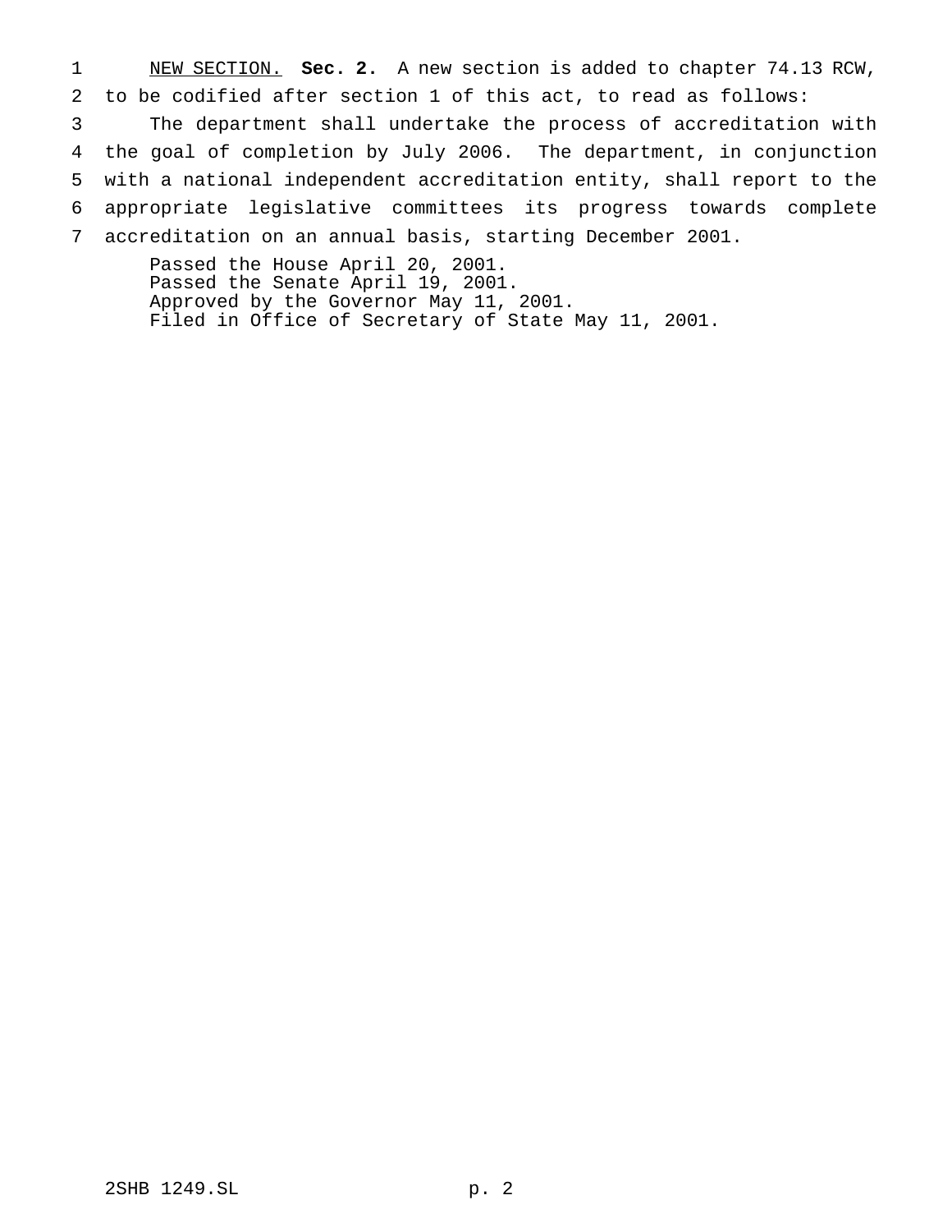NEW SECTION. **Sec. 2.** A new section is added to chapter 74.13 RCW, to be codified after section 1 of this act, to read as follows:

The department shall undertake the process of accreditation with the goal of completion by July 2006. The department, in conjunction with a national independent accreditation entity, shall report to the appropriate legislative committees its progress towards complete accreditation on an annual basis, starting December 2001.

Passed the House April 20, 2001.
Passed the Senate April 19, 2001.
Approved by the Governor May 11, 2001.
Filed in Office of Secretary of State May 11, 2001.